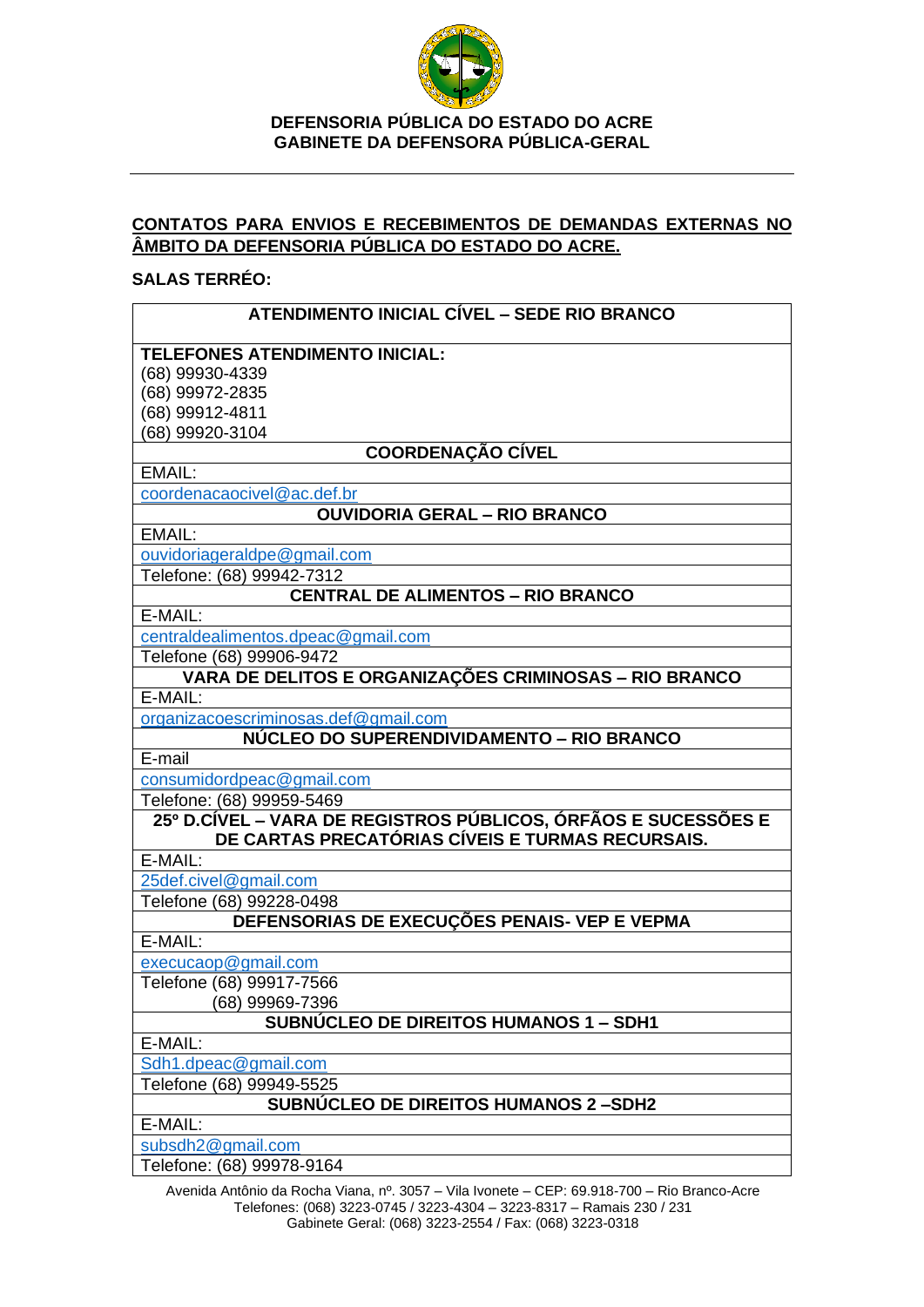**DEFENSORIA PÚBLICA DO ESTADO DO ACRE**
**GABINETE DA DEFENSORA PÚBLICA-GERAL**

---

**CONTATOS PARA ENVIOS E RECEBIMENTOS DE DEMANDAS EXTERNAS NO ÂMBITO DA DEFENSORIA PÚBLICA DO ESTADO DO ACRE.**

**SALAS TERRÉO:**

| **ATENDIMENTO INICIAL CÍVEL – SEDE RIO BRANCO** |
|---|
| **TELEFONES ATENDIMENTO INICIAL:**<br>(68) 99930-4339<br>(68) 99972-2835<br>(68) 99912-4811<br>(68) 99920-3104 |
| **COORDENAÇÃO CÍVEL** |
| EMAIL: |
| coordenacaocivel@ac.def.br |
| **OUVIDORIA GERAL – RIO BRANCO** |
| EMAIL: |
| ouvidoriageraldpe@gmail.com |
| Telefone: (68) 99942-7312 |
| **CENTRAL DE ALIMENTOS – RIO BRANCO** |
| E-MAIL: |
| centraldealimentos.dpeac@gmail.com |
| Telefone (68) 99906-9472 |
| **VARA DE DELITOS E ORGANIZAÇÕES CRIMINOSAS – RIO BRANCO** |
| E-MAIL: |
| organizacoescriminosas.def@gmail.com |
| **NÚCLEO DO SUPERENDIVIDAMENTO – RIO BRANCO** |
| E-mail |
| consumidordpeac@gmail.com |
| Telefone: (68) 99959-5469 |
| **25º D.CÍVEL – VARA DE REGISTROS PÚBLICOS, ÓRFÃOS E SUCESSÕES E DE CARTAS PRECATÓRIAS CÍVEIS E TURMAS RECURSAIS.** |
| E-MAIL: |
| 25def.civel@gmail.com |
| Telefone (68) 99228-0498 |
| **DEFENSORIAS DE EXECUÇÕES PENAIS- VEP E VEPMA** |
| E-MAIL: |
| execucaop@gmail.com |
| Telefone (68) 99917-7566<br>(68) 99969-7396 |
| **SUBNÚCLEO DE DIREITOS HUMANOS 1 – SDH1** |
| E-MAIL: |
| Sdh1.dpeac@gmail.com |
| Telefone (68) 99949-5525 |
| **SUBNÚCLEO DE DIREITOS HUMANOS 2 –SDH2** |
| E-MAIL: |
| subsdh2@gmail.com |
| Telefone: (68) 99978-9164 |

Avenida Antônio da Rocha Viana, nº. 3057 – Vila Ivonete – CEP: 69.918-700 – Rio Branco-Acre
Telefones: (068) 3223-0745 / 3223-4304 – 3223-8317 – Ramais 230 / 231
Gabinete Geral: (068) 3223-2554 / Fax: (068) 3223-0318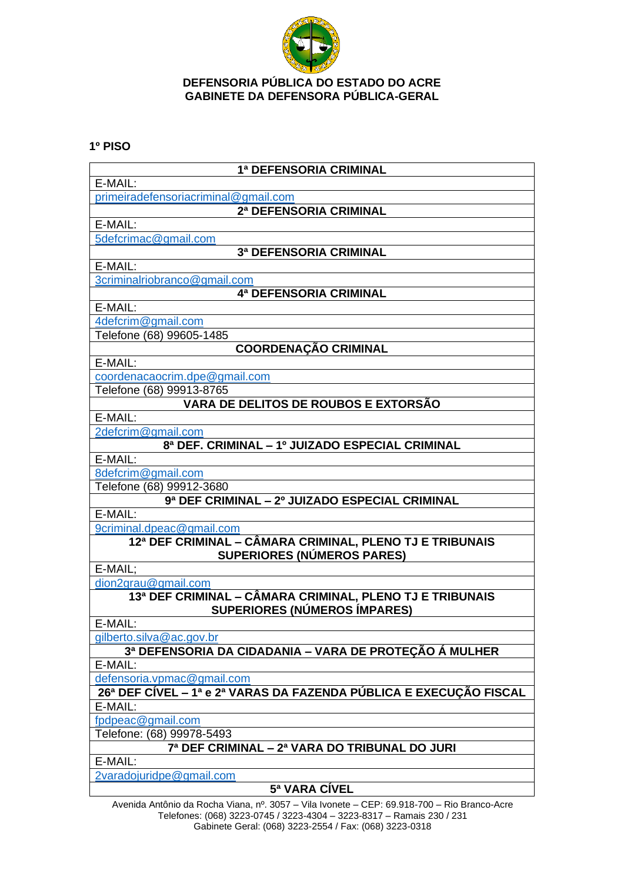**DEFENSORIA PÚBLICA DO ESTADO DO ACRE**
**GABINETE DA DEFENSORA PÚBLICA-GERAL**

**1º PISO**

| 1ª DEFENSORIA CRIMINAL |
|---|
| E-MAIL: |
| primeiradefensoriacriminal@gmail.com |
| **2ª DEFENSORIA CRIMINAL** |
| E-MAIL: |
| 5defcrimac@gmail.com |
| **3ª DEFENSORIA CRIMINAL** |
| E-MAIL: |
| 3criminalriobranco@gmail.com |
| **4ª DEFENSORIA CRIMINAL** |
| E-MAIL: |
| 4defcrim@gmail.com |
| Telefone (68) 99605-1485 |
| **COORDENAÇÃO CRIMINAL** |
| E-MAIL: |
| coordenacaocrim.dpe@gmail.com |
| Telefone (68) 99913-8765 |
| **VARA DE DELITOS DE ROUBOS E EXTORSÃO** |
| E-MAIL: |
| 2defcrim@gmail.com |
| **8ª DEF. CRIMINAL – 1º JUIZADO ESPECIAL CRIMINAL** |
| E-MAIL: |
| 8defcrim@gmail.com |
| Telefone (68) 99912-3680 |
| **9ª DEF CRIMINAL – 2º JUIZADO ESPECIAL CRIMINAL** |
| E-MAIL: |
| 9criminal.dpeac@gmail.com |
| **12ª DEF CRIMINAL – CÂMARA CRIMINAL, PLENO TJ E TRIBUNAIS SUPERIORES (NÚMEROS PARES)** |
| E-MAIL; |
| dion2grau@gmail.com |
| **13ª DEF CRIMINAL – CÂMARA CRIMINAL, PLENO TJ E TRIBUNAIS SUPERIORES (NÚMEROS ÍMPARES)** |
| E-MAIL: |
| gilberto.silva@ac.gov.br |
| **3ª DEFENSORIA DA CIDADANIA – VARA DE PROTEÇÃO Á MULHER** |
| E-MAIL: |
| defensoria.vpmac@gmail.com |
| **26ª DEF CÍVEL – 1ª e 2ª VARAS DA FAZENDA PÚBLICA E EXECUÇÃO FISCAL** |
| E-MAIL: |
| fpdpeac@gmail.com |
| Telefone: (68) 99978-5493 |
| **7ª DEF CRIMINAL – 2ª VARA DO TRIBUNAL DO JURI** |
| E-MAIL: |
| 2varadojuridpe@gmail.com |
| **5ª VARA CÍVEL** |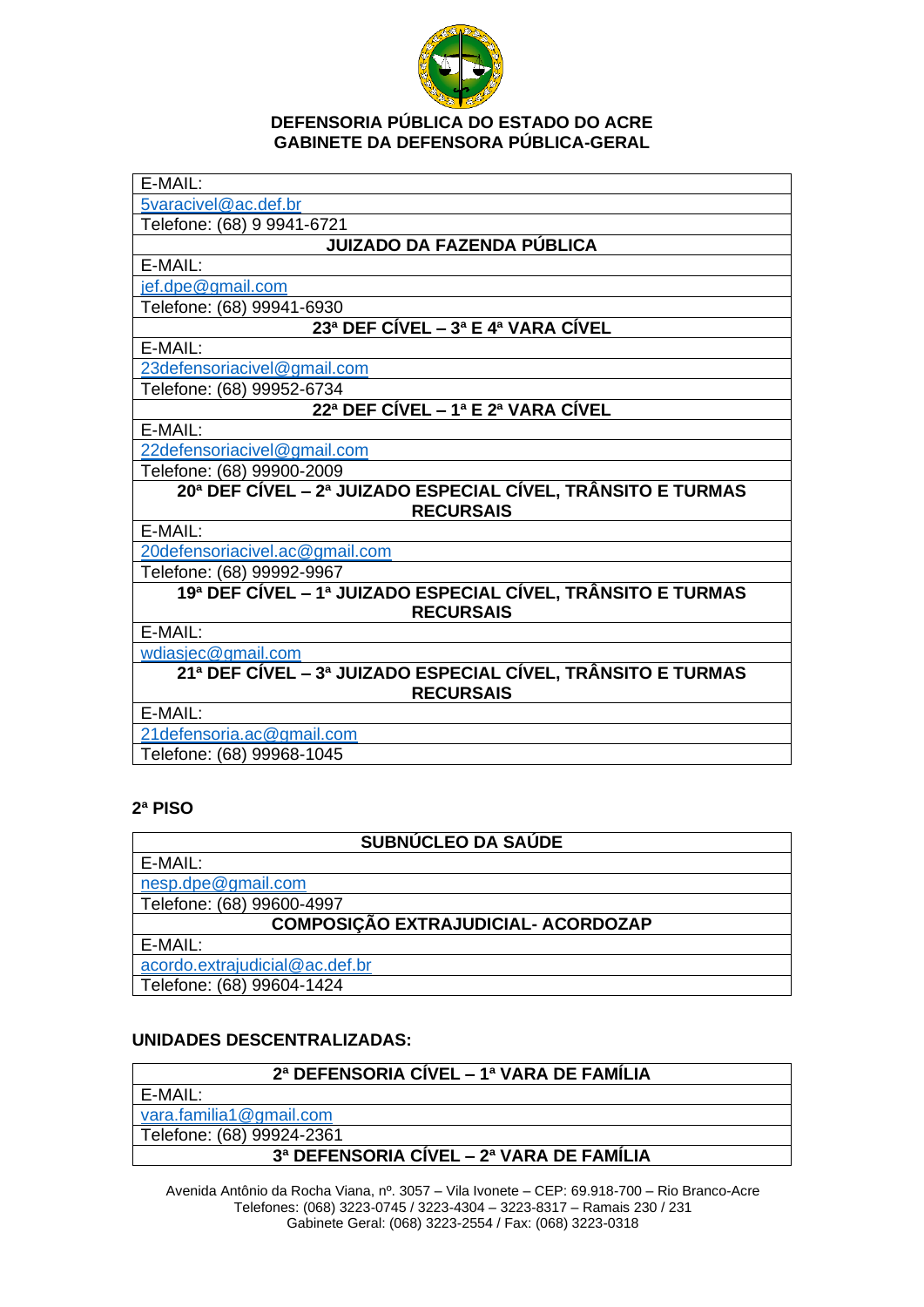| E-MAIL: |
|---|
| 5varacivel@ac.def.br |
| Telefone: (68) 9 9941-6721 |
| **JUIZADO DA FAZENDA PÚBLICA** |
| E-MAIL: |
| jef.dpe@gmail.com |
| Telefone: (68) 99941-6930 |
| **23ª DEF CÍVEL – 3ª E 4ª VARA CÍVEL** |
| E-MAIL: |
| 23defensoriacivel@gmail.com |
| Telefone: (68) 99952-6734 |
| **22ª DEF CÍVEL – 1ª E 2ª VARA CÍVEL** |
| E-MAIL: |
| 22defensoriacivel@gmail.com |
| Telefone: (68) 99900-2009 |
| **20ª DEF CÍVEL – 2ª JUIZADO ESPECIAL CÍVEL, TRÂNSITO E TURMAS RECURSAIS** |
| E-MAIL: |
| 20defensoriacivel.ac@gmail.com |
| Telefone: (68) 99992-9967 |
| **19ª DEF CÍVEL – 1ª JUIZADO ESPECIAL CÍVEL, TRÂNSITO E TURMAS RECURSAIS** |
| E-MAIL: |
| wdiasjec@gmail.com |
| **21ª DEF CÍVEL – 3ª JUIZADO ESPECIAL CÍVEL, TRÂNSITO E TURMAS RECURSAIS** |
| E-MAIL: |
| 21defensoria.ac@gmail.com |
| Telefone: (68) 99968-1045 |

**2ª PISO**

| **SUBNÚCLEO DA SAÚDE** |
|---|
| E-MAIL: |
| nesp.dpe@gmail.com |
| Telefone: (68) 99600-4997 |
| **COMPOSIÇÃO EXTRAJUDICIAL- ACORDOZAP** |
| E-MAIL: |
| acordo.extrajudicial@ac.def.br |
| Telefone: (68) 99604-1424 |

**UNIDADES DESCENTRALIZADAS:**

| **2ª DEFENSORIA CÍVEL – 1ª VARA DE FAMÍLIA** |
|---|
| E-MAIL: |
| vara.familia1@gmail.com |
| Telefone: (68) 99924-2361 |
| **3ª DEFENSORIA CÍVEL – 2ª VARA DE FAMÍLIA** |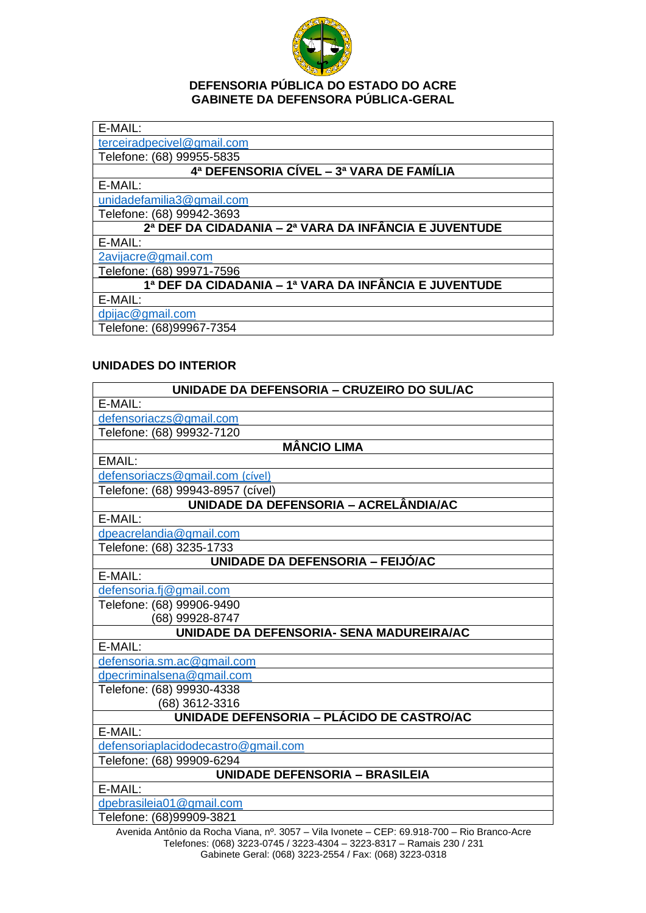**DEFENSORIA PÚBLICA DO ESTADO DO ACRE**
**GABINETE DA DEFENSORA PÚBLICA-GERAL**

| E-MAIL: |
|---|
| terceiradpecivel@gmail.com |
| Telefone: (68) 99955-5835 |
| **4ª DEFENSORIA CÍVEL – 3ª VARA DE FAMÍLIA** |
| E-MAIL: |
| unidadefamilia3@gmail.com |
| Telefone: (68) 99942-3693 |
| **2ª DEF DA CIDADANIA – 2ª VARA DA INFÂNCIA E JUVENTUDE** |
| E-MAIL: |
| 2avijacre@gmail.com |
| Telefone: (68) 99971-7596 |
| **1ª DEF DA CIDADANIA – 1ª VARA DA INFÂNCIA E JUVENTUDE** |
| E-MAIL: |
| dpijac@gmail.com |
| Telefone: (68)99967-7354 |

**UNIDADES DO INTERIOR**

| **UNIDADE DA DEFENSORIA – CRUZEIRO DO SUL/AC** |
|---|
| E-MAIL: |
| defensoriaczs@gmail.com |
| Telefone: (68) 99932-7120 |
| **MÂNCIO LIMA** |
| EMAIL: |
| defensoriaczs@gmail.com (cível) |
| Telefone: (68) 99943-8957 (cível) |
| **UNIDADE DA DEFENSORIA – ACRELÂNDIA/AC** |
| E-MAIL: |
| dpeacrelandia@gmail.com |
| Telefone: (68) 3235-1733 |
| **UNIDADE DA DEFENSORIA – FEIJÓ/AC** |
| E-MAIL: |
| defensoria.fj@gmail.com |
| Telefone: (68) 99906-9490<br>(68) 99928-8747 |
| **UNIDADE DA DEFENSORIA- SENA MADUREIRA/AC** |
| E-MAIL: |
| defensoria.sm.ac@gmail.com |
| dpecriminalsena@gmail.com |
| Telefone: (68) 99930-4338<br>(68) 3612-3316 |
| **UNIDADE DEFENSORIA – PLÁCIDO DE CASTRO/AC** |
| E-MAIL: |
| defensoriaplacidodecastro@gmail.com |
| Telefone: (68) 99909-6294 |
| **UNIDADE DEFENSORIA – BRASILEIA** |
| E-MAIL: |
| dpebrasileia01@gmail.com |
| Telefone: (68)99909-3821 |

Avenida Antônio da Rocha Viana, nº. 3057 – Vila Ivonete – CEP: 69.918-700 – Rio Branco-Acre
Telefones: (068) 3223-0745 / 3223-4304 – 3223-8317 – Ramais 230 / 231
Gabinete Geral: (068) 3223-2554 / Fax: (068) 3223-0318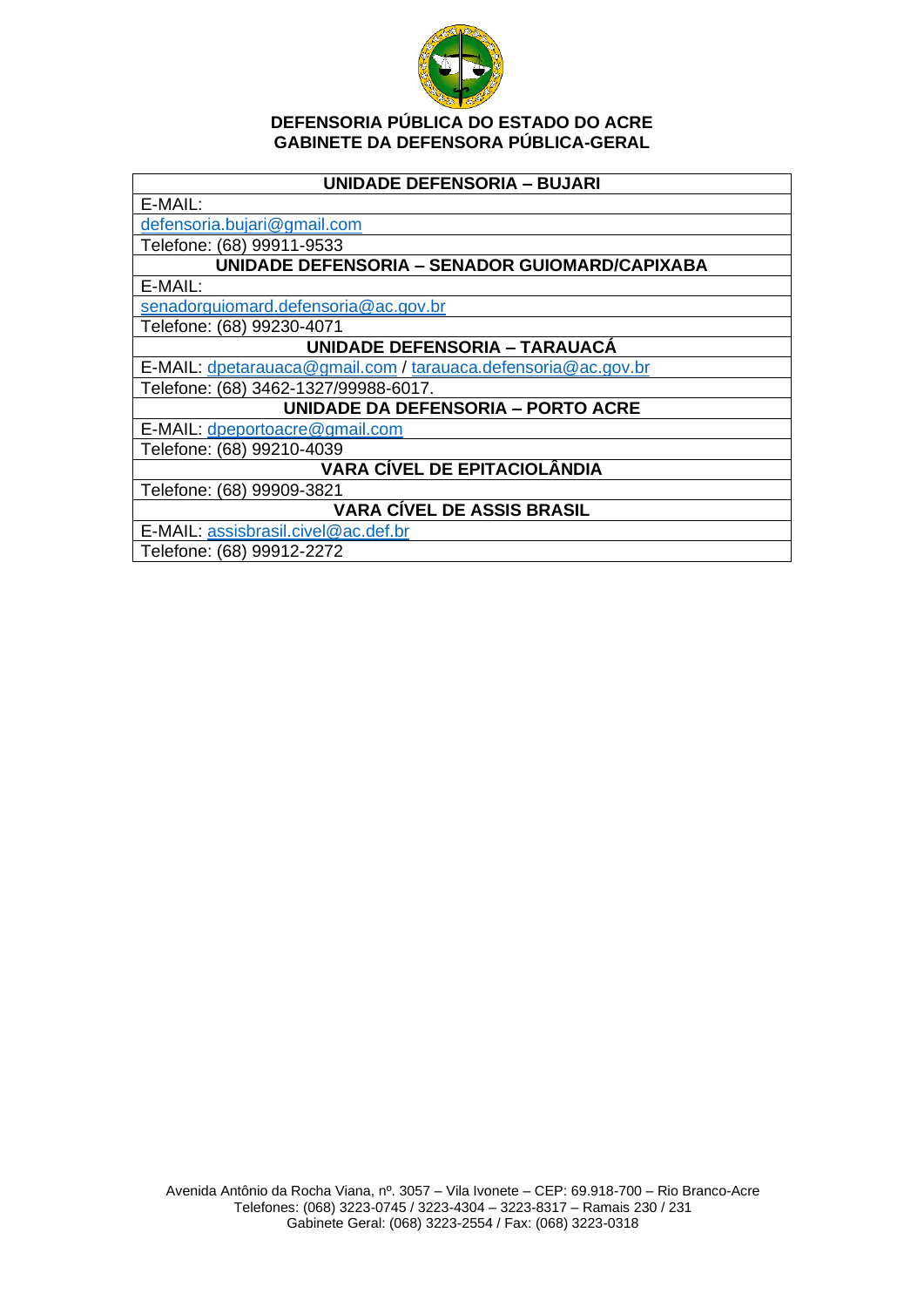**DEFENSORIA PÚBLICA DO ESTADO DO ACRE**
**GABINETE DA DEFENSORA PÚBLICA-GERAL**

| |
|---|
| **UNIDADE DEFENSORIA – BUJARI** |
| E-MAIL: |
| defensoria.bujari@gmail.com |
| Telefone: (68) 99911-9533 |
| **UNIDADE DEFENSORIA – SENADOR GUIOMARD/CAPIXABA** |
| E-MAIL: |
| senadorguiomard.defensoria@ac.gov.br |
| Telefone: (68) 99230-4071 |
| **UNIDADE DEFENSORIA – TARAUACÁ** |
| E-MAIL: dpetarauaca@gmail.com / tarauaca.defensoria@ac.gov.br |
| Telefone: (68) 3462-1327/99988-6017. |
| **UNIDADE DA DEFENSORIA – PORTO ACRE** |
| E-MAIL: dpeportoacre@gmail.com |
| Telefone: (68) 99210-4039 |
| **VARA CÍVEL DE EPITACIOLÂNDIA** |
| Telefone: (68) 99909-3821 |
| **VARA CÍVEL DE ASSIS BRASIL** |
| E-MAIL: assisbrasil.civel@ac.def.br |
| Telefone: (68) 99912-2272 |